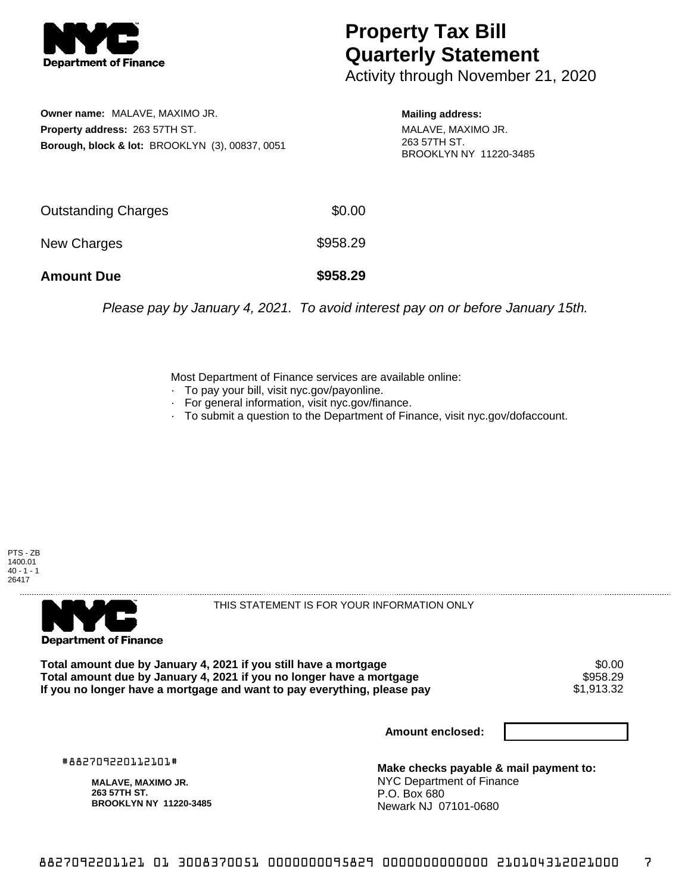**Department of Finance**

# Property Tax Bill Quarterly Statement

Activity through November 21, 2020

**Owner name:** MALAVE, MAXIMO JR.
**Property address:** 263 57TH ST.
**Borough, block & lot:** BROOKLYN (3), 00837, 0051

**Mailing address:**
MALAVE, MAXIMO JR.
263 57TH ST.
BROOKLYN NY 11220-3485

| | |
|---|---|
| Outstanding Charges | $0.00 |
| New Charges | $958.29 |
| **Amount Due** | **$958.29** |

*Please pay by January 4, 2021. To avoid interest pay on or before January 15th.*

Most Department of Finance services are available online:
- To pay your bill, visit nyc.gov/payonline.
- For general information, visit nyc.gov/finance.
- To submit a question to the Department of Finance, visit nyc.gov/dofaccount.

PTS - ZB
1400.01
40 - 1 - 1
26417

**Department of Finance**

THIS STATEMENT IS FOR YOUR INFORMATION ONLY

| | |
|---|---|
| **Total amount due by January 4, 2021 if you still have a mortgage** | $0.00 |
| **Total amount due by January 4, 2021 if you no longer have a mortgage** | $958.29 |
| **If you no longer have a mortgage and want to pay everything, please pay** | $1,913.32 |

**Amount enclosed:**

#882709220112101#

**MALAVE, MAXIMO JR.**
**263 57TH ST.**
**BROOKLYN NY 11220-3485**

**Make checks payable & mail payment to:**
NYC Department of Finance
P.O. Box 680
Newark NJ 07101-0680

8827092201121 01 3008370051 0000000095829 0000000000000 210104312021000 7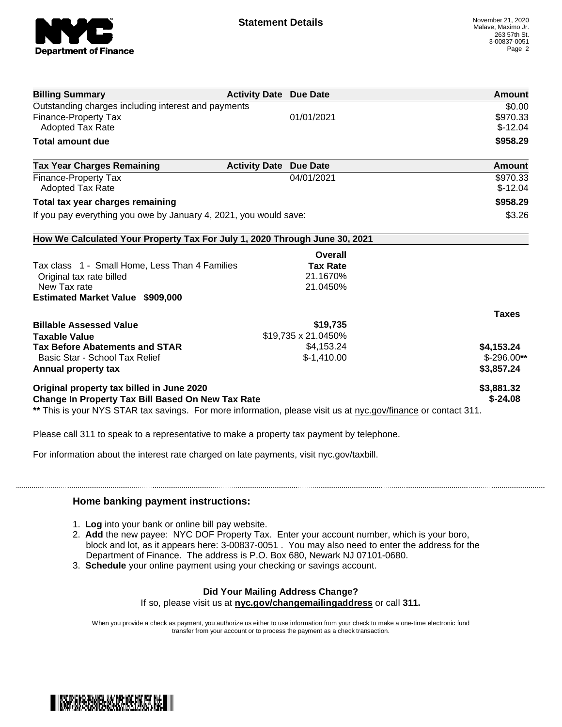## Statement Details

November 21, 2020
Malave, Maximo Jr.
263 57th St.
3-00837-0051

| Billing Summary | Activity Date | Due Date | Amount |
|---|---|---|---|
| Outstanding charges including interest and payments | | | $0.00 |
| Finance-Property Tax | | 01/01/2021 | $970.33 |
| Adopted Tax Rate | | | $-12.04 |
| **Total amount due** | | | **$958.29** |

| Tax Year Charges Remaining | Activity Date | Due Date | Amount |
|---|---|---|---|
| Finance-Property Tax | | 04/01/2021 | $970.33 |
| Adopted Tax Rate | | | $-12.04 |
| **Total tax year charges remaining** | | | **$958.29** |
| If you pay everything you owe by January 4, 2021, you would save: | | | $3.26 |

### How We Calculated Your Property Tax For July 1, 2020 Through June 30, 2021

| | Overall Tax Rate | |
|---|---|---|
| Tax class 1 - Small Home, Less Than 4 Families | | |
| Original tax rate billed | 21.1670% | |
| New Tax rate | 21.0450% | |
| **Estimated Market Value $909,000** | | |

| | | Taxes |
|---|---|---|
| **Billable Assessed Value** | **$19,735** | |
| **Taxable Value** | $19,735 x 21.0450% | |
| **Tax Before Abatements and STAR** | $4,153.24 | **$4,153.24** |
| Basic Star - School Tax Relief | $-1,410.00 | $-296.00** |
| **Annual property tax** | | **$3,857.24** |
| **Original property tax billed in June 2020** | | **$3,881.32** |
| **Change In Property Tax Bill Based On New Tax Rate** | | **$-24.08** |

** This is your NYS STAR tax savings. For more information, please visit us at nyc.gov/finance or contact 311.

Please call 311 to speak to a representative to make a property tax payment by telephone.

For information about the interest rate charged on late payments, visit nyc.gov/taxbill.

### Home banking payment instructions:

1. **Log** into your bank or online bill pay website.
2. **Add** the new payee: NYC DOF Property Tax. Enter your account number, which is your boro, block and lot, as it appears here: 3-00837-0051 . You may also need to enter the address for the Department of Finance. The address is P.O. Box 680, Newark NJ 07101-0680.
3. **Schedule** your online payment using your checking or savings account.

**Did Your Mailing Address Change?**
If so, please visit us at **nyc.gov/changemailingaddress** or call **311.**

When you provide a check as payment, you authorize us either to use information from your check to make a one-time electronic fund transfer from your account or to process the payment as a check transaction.